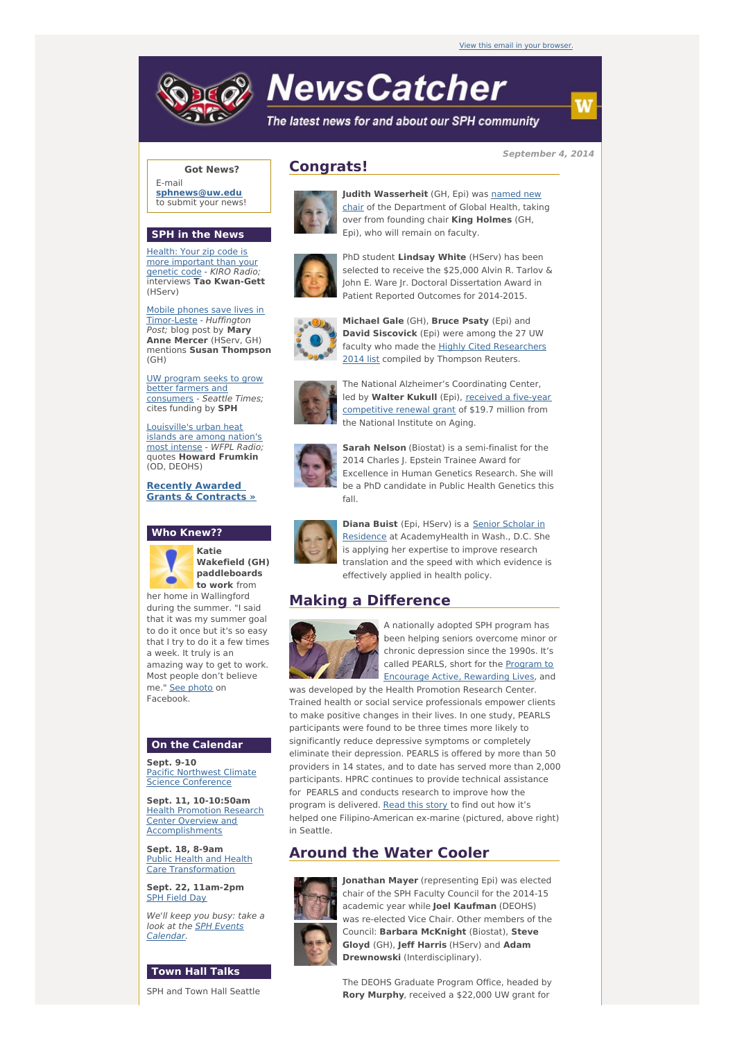View this email in your browser.

# NewsCatcher

*The latest news for and about our SPH community*

September 4, 2014

**Got News?**

E-mail **sphnews@uw.edu** to submit your news!

## SPH in the News

Health: Your zip code is more important than your genetic code - *KIRO Radio;* interviews **Tao Kwan-Gett** (HServ)

Mobile phones save lives in Timor-Leste - *Huffington Post;* blog post by **Mary Anne Mercer** (HServ, GH) mentions **Susan Thompson** (GH)

UW program seeks to grow better farmers and consumers - *Seattle Times;* cites funding by **SPH**

Louisville's urban heat islands are among nation's most intense - *WFPL Radio;* quotes **Howard Frumkin** (OD, DEOHS)

**Recently Awarded Grants & Contracts »**

## Who Knew??

**Katie Wakefield (GH) paddleboards to work** from her home in Wallingford during the summer. "I said that it was my summer goal to do it once but it's so easy that I try to do it a few times a week. It truly is an amazing way to get to work. Most people don't believe me." See photo on Facebook.

## On the Calendar

**Sept. 9-10**
Pacific Northwest Climate Science Conference

**Sept. 11, 10-10:50am**
Health Promotion Research Center Overview and Accomplishments

**Sept. 18, 8-9am**
Public Health and Health Care Transformation

**Sept. 22, 11am-2pm**
SPH Field Day

*We'll keep you busy: take a look at the SPH Events Calendar.*

## Town Hall Talks

SPH and Town Hall Seattle

## Congrats!

**Judith Wasserheit** (GH, Epi) was named new chair of the Department of Global Health, taking over from founding chair **King Holmes** (GH, Epi), who will remain on faculty.

PhD student **Lindsay White** (HServ) has been selected to receive the $25,000 Alvin R. Tarlov & John E. Ware Jr. Doctoral Dissertation Award in Patient Reported Outcomes for 2014-2015.

**Michael Gale** (GH), **Bruce Psaty** (Epi) and **David Siscovick** (Epi) were among the 27 UW faculty who made the Highly Cited Researchers 2014 list compiled by Thompson Reuters.

The National Alzheimer's Coordinating Center, led by **Walter Kukull** (Epi), received a five-year competitive renewal grant of $19.7 million from the National Institute on Aging.

**Sarah Nelson** (Biostat) is a semi-finalist for the 2014 Charles J. Epstein Trainee Award for Excellence in Human Genetics Research. She will be a PhD candidate in Public Health Genetics this fall.

**Diana Buist** (Epi, HServ) is a Senior Scholar in Residence at AcademyHealth in Wash., D.C. She is applying her expertise to improve research translation and the speed with which evidence is effectively applied in health policy.

## Making a Difference

A nationally adopted SPH program has been helping seniors overcome minor or chronic depression since the 1990s. It's called PEARLS, short for the Program to Encourage Active, Rewarding Lives, and was developed by the Health Promotion Research Center. Trained health or social service professionals empower clients to make positive changes in their lives. In one study, PEARLS participants were found to be three times more likely to significantly reduce depressive symptoms or completely eliminate their depression. PEARLS is offered by more than 50 providers in 14 states, and to date has served more than 2,000 participants. HPRC continues to provide technical assistance for PEARLS and conducts research to improve how the program is delivered. Read this story to find out how it's helped one Filipino-American ex-marine (pictured, above right) in Seattle.

## Around the Water Cooler

**Jonathan Mayer** (representing Epi) was elected chair of the SPH Faculty Council for the 2014-15 academic year while **Joel Kaufman** (DEOHS) was re-elected Vice Chair. Other members of the Council: **Barbara McKnight** (Biostat), **Steve Gloyd** (GH), **Jeff Harris** (HServ) and **Adam Drewnowski** (Interdisciplinary).

The DEOHS Graduate Program Office, headed by **Rory Murphy**, received a $22,000 UW grant for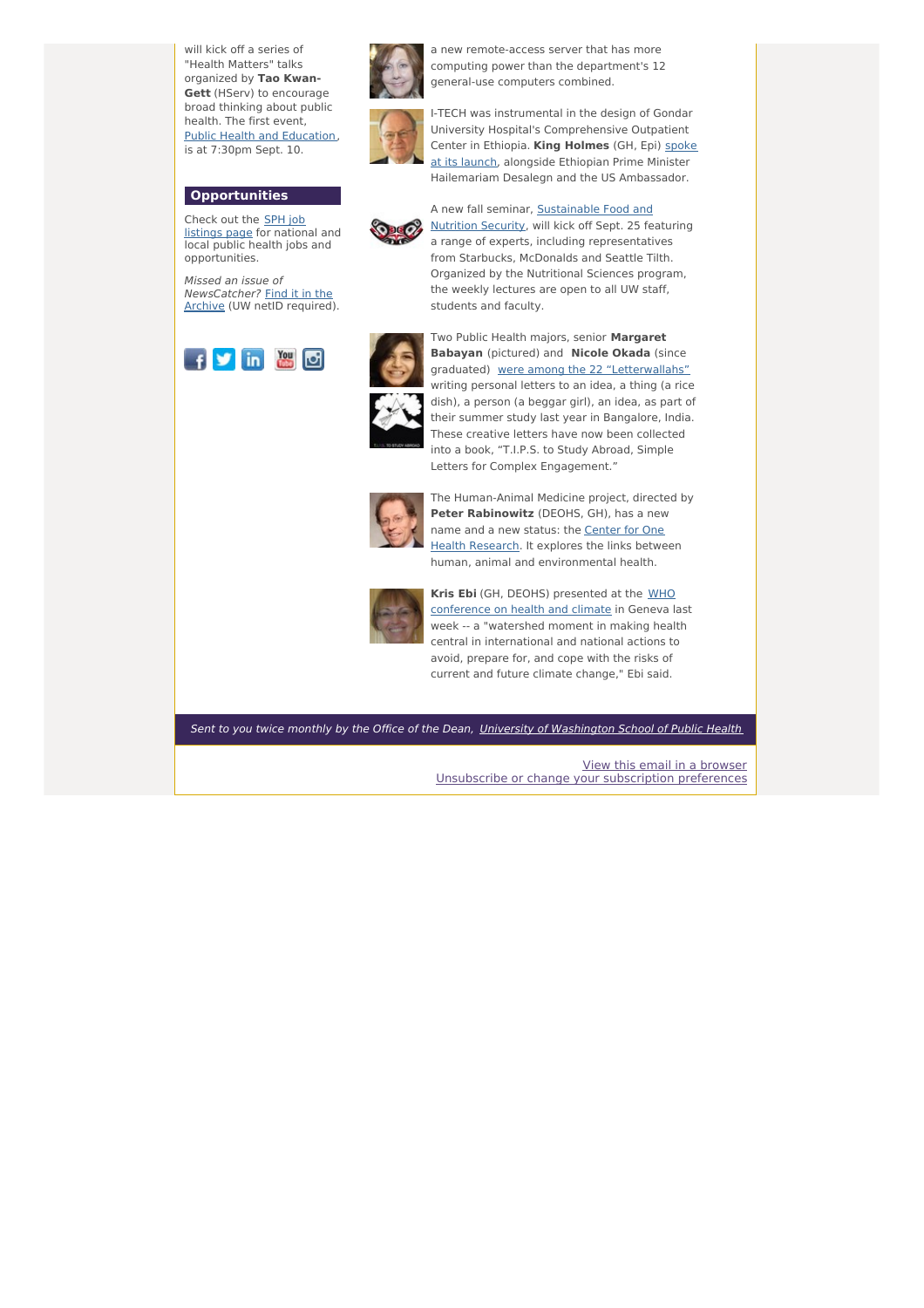will kick off a series of "Health Matters" talks organized by **Tao Kwan-Gett** (HServ) to encourage broad thinking about public health. The first event, Public Health and Education, is at 7:30pm Sept. 10.

## Opportunities

Check out the SPH job listings page for national and local public health jobs and opportunities.

*Missed an issue of NewsCatcher?* Find in the Archive (UW netID required).

a new remote-access server that has more computing power than the department's 12 general-use computers combined.

I-TECH was instrumental in the design of Gondar University Hospital's Comprehensive Outpatient Center in Ethiopia. **King Holmes** (GH, Epi) spoke at its launch, alongside Ethiopian Prime Minister Hailemariam Desalegn and the US Ambassador.

A new fall seminar, Sustainable Food and Nutrition Security, will kick off Sept. 25 featuring a range of experts, including representatives from Starbucks, McDonalds and Seattle Tilth. Organized by the Nutritional Sciences program, the weekly lectures are open to all UW staff, students and faculty.

Two Public Health majors, senior **Margaret Babayan** (pictured) and **Nicole Okada** (since graduated) were among the 22 "Letterwallahs" writing personal letters to an idea, a thing (a rice dish), a person (a beggar girl), an idea, as part of their summer study last year in Bangalore, India. These creative letters have now been collected into a book, "T.I.P.S. to Study Abroad, Simple Letters for Complex Engagement."

The Human-Animal Medicine project, directed by **Peter Rabinowitz** (DEOHS, GH), has a new name and a new status: the Center for One Health Research. It explores the links between human, animal and environmental health.

**Kris Ebi** (GH, DEOHS) presented at the WHO conference on health and climate in Geneva last week -- a "watershed moment in making health central in international and national actions to avoid, prepare for, and cope with the risks of current and future climate change," Ebi said.

*Sent to you twice monthly by the Office of the Dean, University of Washington School of Public Health*

View this email in a browser
Unsubscribe or change your subscription preferences